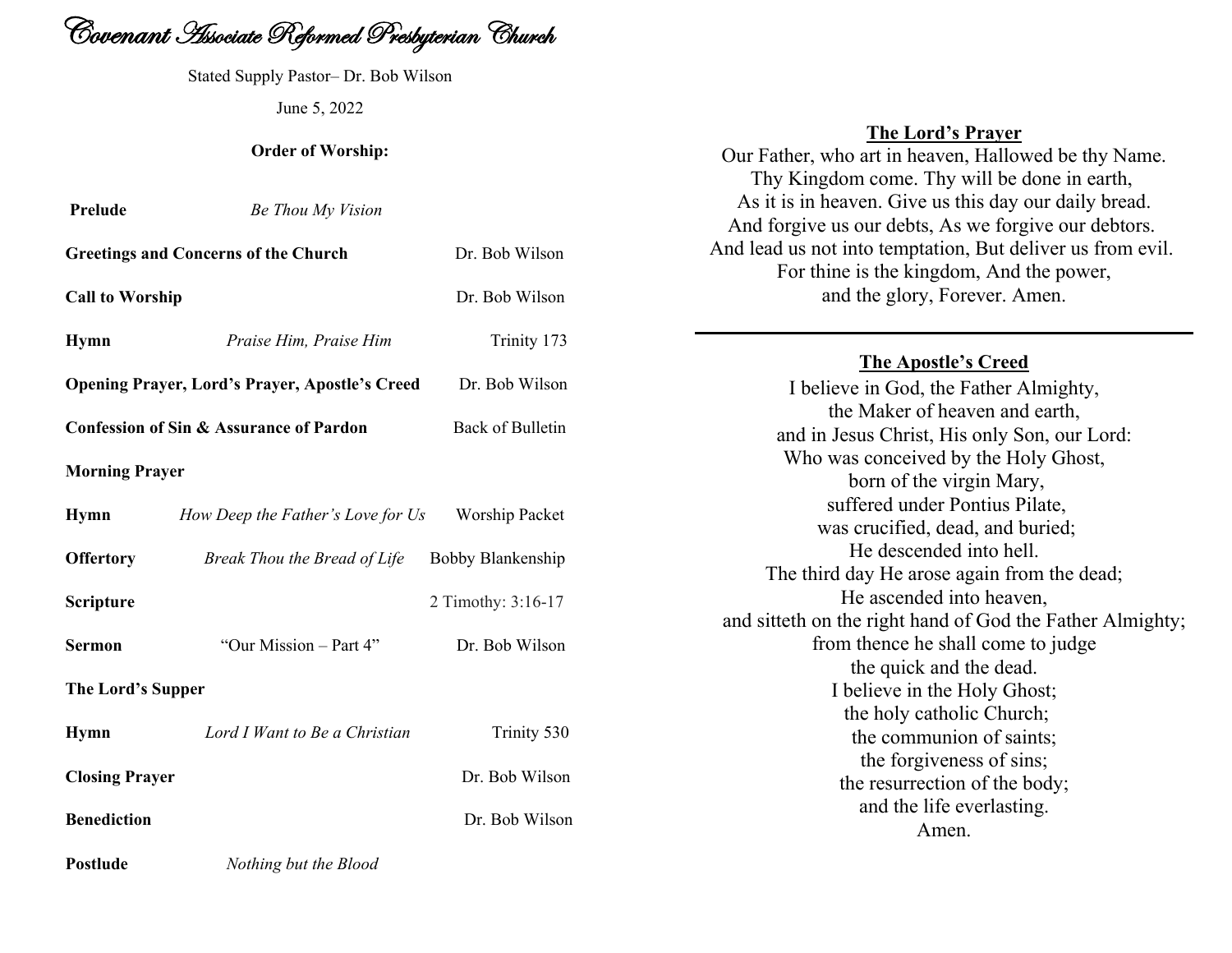# Covenant Associate Reformed Presbyterian Church

Stated Supply Pastor– Dr. Bob Wilson

June 5, 2022

**Order of Worship:**

| | | |
|---|---|---|
| **Prelude** | *Be Thou My Vision* | |
| **Greetings and Concerns of the Church** | | Dr. Bob Wilson |
| **Call to Worship** | | Dr. Bob Wilson |
| **Hymn** | *Praise Him, Praise Him* | Trinity 173 |
| **Opening Prayer, Lord's Prayer, Apostle's Creed** | | Dr. Bob Wilson |
| **Confession of Sin & Assurance of Pardon** | | Back of Bulletin |
| **Morning Prayer** | | |
| **Hymn** | *How Deep the Father's Love for Us* | Worship Packet |
| **Offertory** | *Break Thou the Bread of Life* | Bobby Blankenship |
| **Scripture** | | 2 Timothy: 3:16-17 |
| **Sermon** | "Our Mission – Part 4" | Dr. Bob Wilson |
| **The Lord's Supper** | | |
| **Hymn** | *Lord I Want to Be a Christian* | Trinity 530 |
| **Closing Prayer** | | Dr. Bob Wilson |
| **Benediction** | | Dr. Bob Wilson |
| **Postlude** | *Nothing but the Blood* | |

## The Lord's Prayer

Our Father, who art in heaven, Hallowed be thy Name.
Thy Kingdom come. Thy will be done in earth,
As it is in heaven. Give us this day our daily bread.
And forgive us our debts, As we forgive our debtors.
And lead us not into temptation, But deliver us from evil.
For thine is the kingdom, And the power,
and the glory, Forever. Amen.

---

## The Apostle's Creed

I believe in God, the Father Almighty,
the Maker of heaven and earth,
and in Jesus Christ, His only Son, our Lord:
Who was conceived by the Holy Ghost,
born of the virgin Mary,
suffered under Pontius Pilate,
was crucified, dead, and buried;
He descended into hell.
The third day He arose again from the dead;
He ascended into heaven,
and sitteth on the right hand of God the Father Almighty;
from thence he shall come to judge
the quick and the dead.
I believe in the Holy Ghost;
the holy catholic Church;
the communion of saints;
the forgiveness of sins;
the resurrection of the body;
and the life everlasting.
Amen.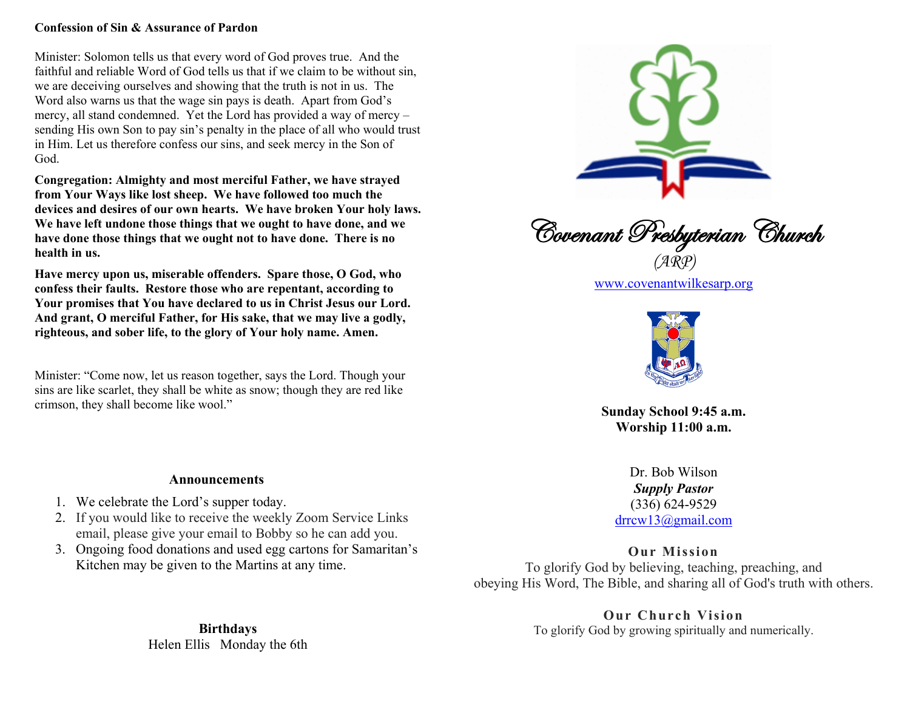**Confession of Sin & Assurance of Pardon**

Minister: Solomon tells us that every word of God proves true. And the faithful and reliable Word of God tells us that if we claim to be without sin, we are deceiving ourselves and showing that the truth is not in us. The Word also warns us that the wage sin pays is death. Apart from God's mercy, all stand condemned. Yet the Lord has provided a way of mercy – sending His own Son to pay sin's penalty in the place of all who would trust in Him. Let us therefore confess our sins, and seek mercy in the Son of God.

**Congregation: Almighty and most merciful Father, we have strayed from Your Ways like lost sheep. We have followed too much the devices and desires of our own hearts. We have broken Your holy laws. We have left undone those things that we ought to have done, and we have done those things that we ought not to have done. There is no health in us.**

**Have mercy upon us, miserable offenders. Spare those, O God, who confess their faults. Restore those who are repentant, according to Your promises that You have declared to us in Christ Jesus our Lord. And grant, O merciful Father, for His sake, that we may live a godly, righteous, and sober life, to the glory of Your holy name. Amen.**

Minister: "Come now, let us reason together, says the Lord. Though your sins are like scarlet, they shall be white as snow; though they are red like crimson, they shall become like wool."

**Announcements**

1. We celebrate the Lord's supper today.
2. If you would like to receive the weekly Zoom Service Links email, please give your email to Bobby so he can add you.
3. Ongoing food donations and used egg cartons for Samaritan's Kitchen may be given to the Martins at any time.

**Birthdays**

Helen Ellis Monday the 6th

# Covenant Presbyterian Church

*(ARP)*

www.covenantwilkesarp.org

**Sunday School 9:45 a.m.**
**Worship 11:00 a.m.**

Dr. Bob Wilson
***Supply Pastor***
(336) 624-9529
drrcw13@gmail.com

**Our Mission**

To glorify God by believing, teaching, preaching, and obeying His Word, The Bible, and sharing all of God's truth with others.

**Our Church Vision**

To glorify God by growing spiritually and numerically.